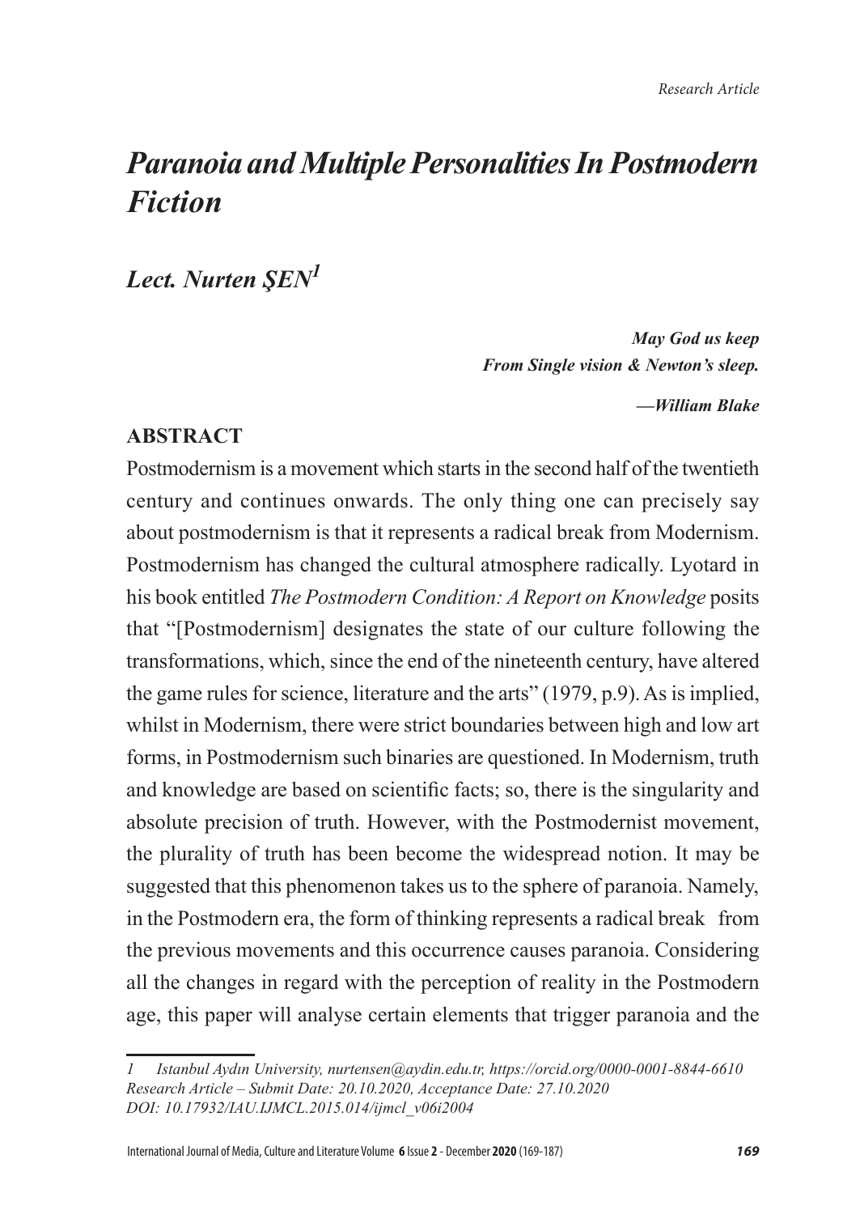*Research Article*

# *Paranoia and Multiple Personalities In Postmodern Fiction*

## *Lect. Nurten ŞEN*[1]

> ***May God us keep***
> ***From Single vision & Newton's sleep.***
>
> ***—William Blake***

### ABSTRACT

Postmodernism is a movement which starts in the second half of the twentieth century and continues onwards. The only thing one can precisely say about postmodernism is that it represents a radical break from Modernism. Postmodernism has changed the cultural atmosphere radically. Lyotard in his book entitled *The Postmodern Condition: A Report on Knowledge* posits that "[Postmodernism] designates the state of our culture following the transformations, which, since the end of the nineteenth century, have altered the game rules for science, literature and the arts" (1979, p.9). As is implied, whilst in Modernism, there were strict boundaries between high and low art forms, in Postmodernism such binaries are questioned. In Modernism, truth and knowledge are based on scientific facts; so, there is the singularity and absolute precision of truth. However, with the Postmodernist movement, the plurality of truth has been become the widespread notion. It may be suggested that this phenomenon takes us to the sphere of paranoia. Namely, in the Postmodern era, the form of thinking represents a radical break from the previous movements and this occurrence causes paranoia. Considering all the changes in regard with the perception of reality in the Postmodern age, this paper will analyse certain elements that trigger paranoia and the

---

*1 Istanbul Aydın University, nurtensen@aydin.edu.tr, https://orcid.org/0000-0001-8844-6610*
*Research Article – Submit Date: 20.10.2020, Acceptance Date: 27.10.2020*
*DOI: 10.17932/IAU.IJMCL.2015.014/ijmcl_v06i2004*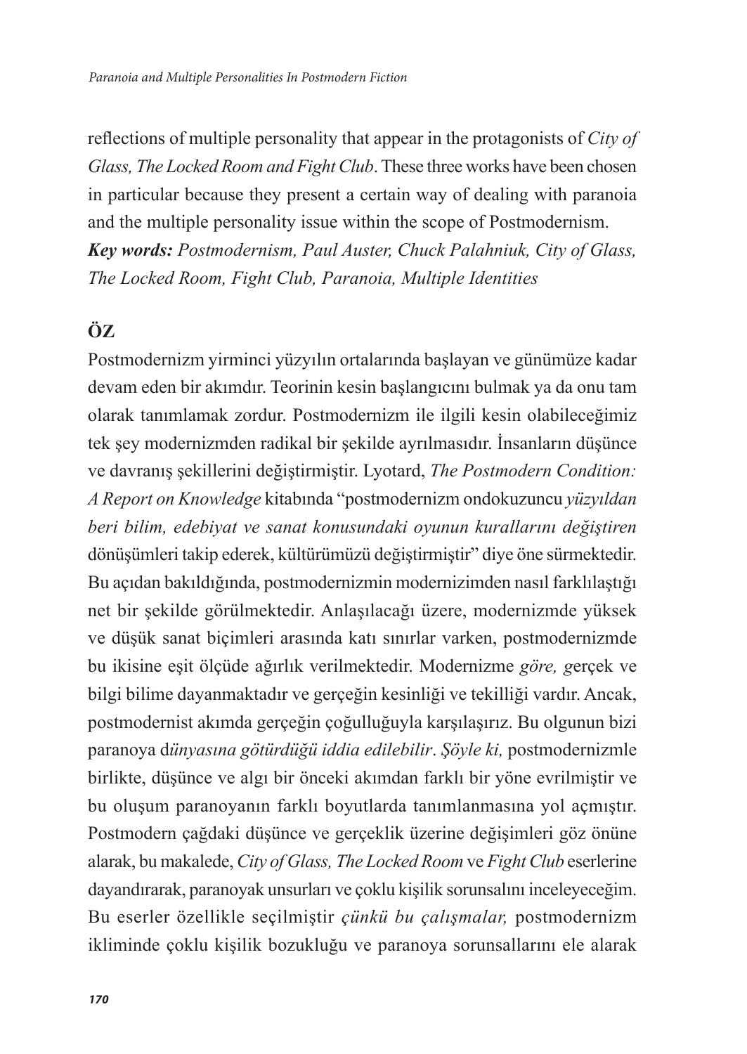reflections of multiple personality that appear in the protagonists of *City of Glass, The Locked Room and Fight Club*. These three works have been chosen in particular because they present a certain way of dealing with paranoia and the multiple personality issue within the scope of Postmodernism.

***Key words:** Postmodernism, Paul Auster, Chuck Palahniuk, City of Glass, The Locked Room, Fight Club, Paranoia, Multiple Identities*

## ÖZ

Postmodernizm yirminci yüzyılın ortalarında başlayan ve günümüze kadar devam eden bir akımdır. Teorinin kesin başlangıcını bulmak ya da onu tam olarak tanımlamak zordur. Postmodernizm ile ilgili kesin olabileceğimiz tek şey modernizmden radikal bir şekilde ayrılmasıdır. İnsanların düşünce ve davranış şekillerini değiştirmiştir. Lyotard, *The Postmodern Condition: A Report on Knowledge* kitabında "postmodernizm ondokuzuncu *yüzyıldan beri bilim, edebiyat ve sanat konusundaki oyunun kurallarını değiştiren* dönüşümleri takip ederek, kültürümüzü değiştirmiştir" diye öne sürmektedir. Bu açıdan bakıldığında, postmodernizmin modernizimden nasıl farklılaştığı net bir şekilde görülmektedir. Anlaşılacağı üzere, modernizmde yüksek ve düşük sanat biçimleri arasında katı sınırlar varken, postmodernizmde bu ikisine eşit ölçüde ağırlık verilmektedir. Modernizme *göre, g*erçek ve bilgi bilime dayanmaktadır ve gerçeğin kesinliği ve tekilliği vardır. Ancak, postmodernist akımda gerçeğin çoğulluğuyla karşılaşırız. Bu olgunun bizi paranoya d*ünyasına götürdüğü iddia edilebilir*. *Şöyle ki,* postmodernizmle birlikte, düşünce ve algı bir önceki akımdan farklı bir yöne evrilmiştir ve bu oluşum paranoyanın farklı boyutlarda tanımlanmasına yol açmıştır. Postmodern çağdaki düşünce ve gerçeklik üzerine değişimleri göz önüne alarak, bu makalede, *City of Glass, The Locked Room* ve *Fight Club* eserlerine dayandırarak, paranoyak unsurları ve çoklu kişilik sorunsalını inceleyeceğim. Bu eserler özellikle seçilmiştir *çünkü bu çalışmalar,* postmodernizm ikliminde çoklu kişilik bozukluğu ve paranoya sorunsallarını ele alarak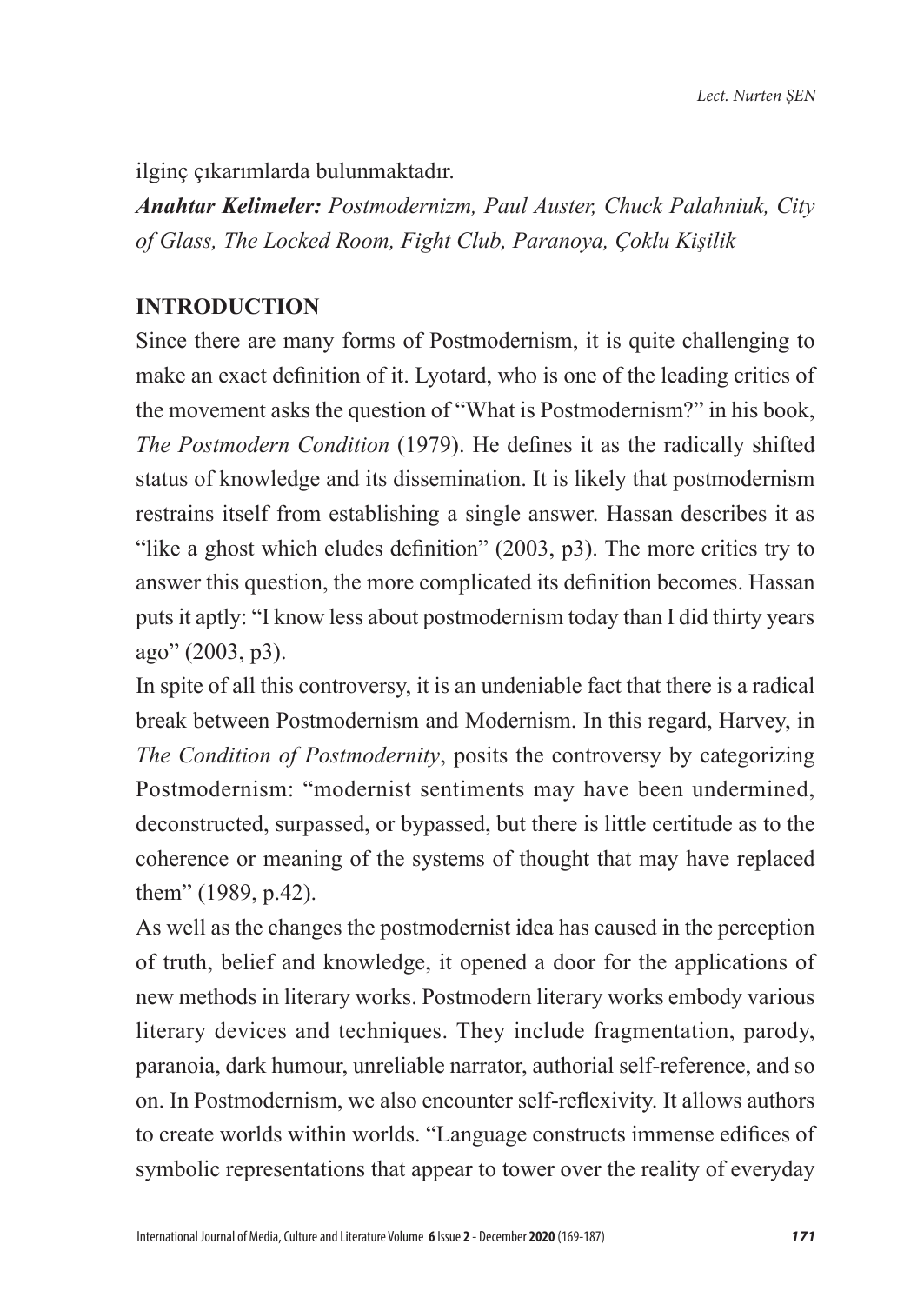ilginç çıkarımlarda bulunmaktadır.

***Anahtar Kelimeler:*** *Postmodernizm, Paul Auster, Chuck Palahniuk, City of Glass, The Locked Room, Fight Club, Paranoya, Çoklu Kişilik*

## INTRODUCTION

Since there are many forms of Postmodernism, it is quite challenging to make an exact definition of it. Lyotard, who is one of the leading critics of the movement asks the question of "What is Postmodernism?" in his book, *The Postmodern Condition* (1979). He defines it as the radically shifted status of knowledge and its dissemination. It is likely that postmodernism restrains itself from establishing a single answer. Hassan describes it as "like a ghost which eludes definition" (2003, p3). The more critics try to answer this question, the more complicated its definition becomes. Hassan puts it aptly: "I know less about postmodernism today than I did thirty years ago" (2003, p3).

In spite of all this controversy, it is an undeniable fact that there is a radical break between Postmodernism and Modernism. In this regard, Harvey, in *The Condition of Postmodernity*, posits the controversy by categorizing Postmodernism: "modernist sentiments may have been undermined, deconstructed, surpassed, or bypassed, but there is little certitude as to the coherence or meaning of the systems of thought that may have replaced them" (1989, p.42).

As well as the changes the postmodernist idea has caused in the perception of truth, belief and knowledge, it opened a door for the applications of new methods in literary works. Postmodern literary works embody various literary devices and techniques. They include fragmentation, parody, paranoia, dark humour, unreliable narrator, authorial self-reference, and so on. In Postmodernism, we also encounter self-reflexivity. It allows authors to create worlds within worlds. "Language constructs immense edifices of symbolic representations that appear to tower over the reality of everyday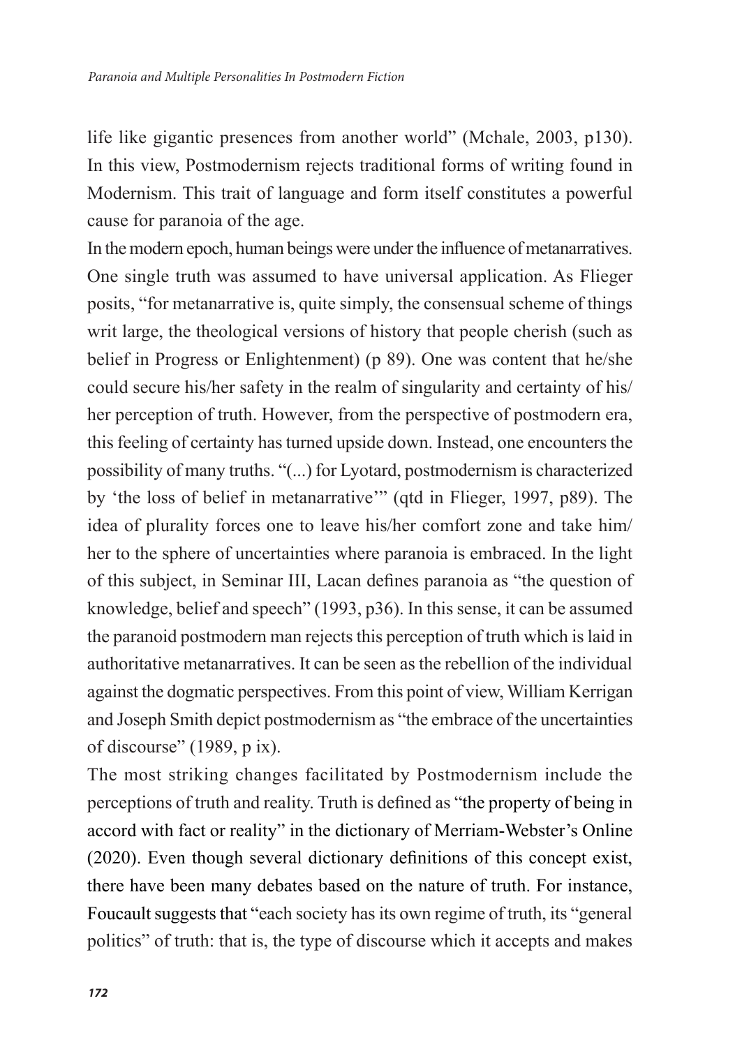life like gigantic presences from another world" (Mchale, 2003, p130). In this view, Postmodernism rejects traditional forms of writing found in Modernism. This trait of language and form itself constitutes a powerful cause for paranoia of the age.

In the modern epoch, human beings were under the influence of metanarratives. One single truth was assumed to have universal application. As Flieger posits, "for metanarrative is, quite simply, the consensual scheme of things writ large, the theological versions of history that people cherish (such as belief in Progress or Enlightenment) (p 89). One was content that he/she could secure his/her safety in the realm of singularity and certainty of his/her perception of truth. However, from the perspective of postmodern era, this feeling of certainty has turned upside down. Instead, one encounters the possibility of many truths. "(...) for Lyotard, postmodernism is characterized by 'the loss of belief in metanarrative'" (qtd in Flieger, 1997, p89). The idea of plurality forces one to leave his/her comfort zone and take him/her to the sphere of uncertainties where paranoia is embraced. In the light of this subject, in Seminar III, Lacan defines paranoia as "the question of knowledge, belief and speech" (1993, p36). In this sense, it can be assumed the paranoid postmodern man rejects this perception of truth which is laid in authoritative metanarratives. It can be seen as the rebellion of the individual against the dogmatic perspectives. From this point of view, William Kerrigan and Joseph Smith depict postmodernism as "the embrace of the uncertainties of discourse" (1989, p ix).

The most striking changes facilitated by Postmodernism include the perceptions of truth and reality. Truth is defined as "the property of being in accord with fact or reality" in the dictionary of Merriam-Webster's Online (2020). Even though several dictionary definitions of this concept exist, there have been many debates based on the nature of truth. For instance, Foucault suggests that "each society has its own regime of truth, its "general politics" of truth: that is, the type of discourse which it accepts and makes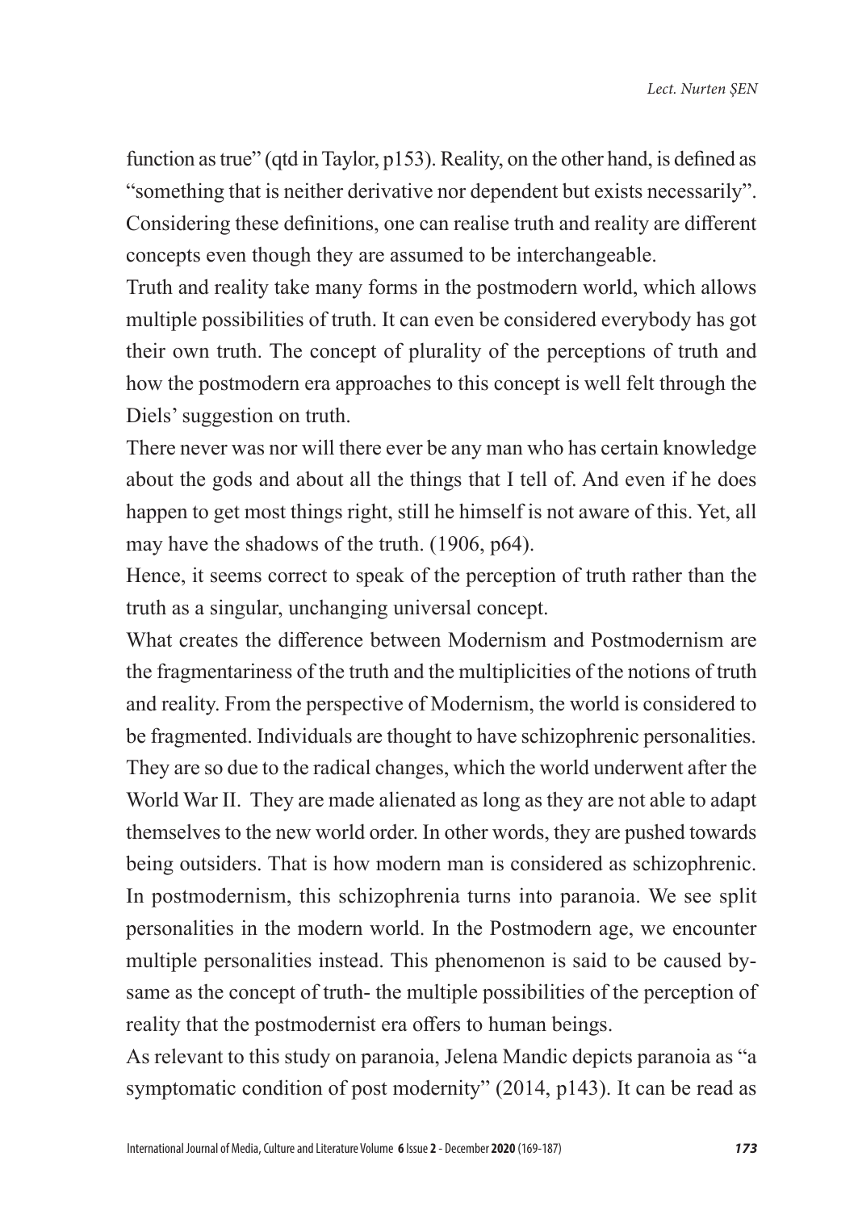function as true" (qtd in Taylor, p153). Reality, on the other hand, is defined as "something that is neither derivative nor dependent but exists necessarily". Considering these definitions, one can realise truth and reality are different concepts even though they are assumed to be interchangeable.

Truth and reality take many forms in the postmodern world, which allows multiple possibilities of truth. It can even be considered everybody has got their own truth. The concept of plurality of the perceptions of truth and how the postmodern era approaches to this concept is well felt through the Diels' suggestion on truth.

There never was nor will there ever be any man who has certain knowledge about the gods and about all the things that I tell of. And even if he does happen to get most things right, still he himself is not aware of this. Yet, all may have the shadows of the truth. (1906, p64).

Hence, it seems correct to speak of the perception of truth rather than the truth as a singular, unchanging universal concept.

What creates the difference between Modernism and Postmodernism are the fragmentariness of the truth and the multiplicities of the notions of truth and reality. From the perspective of Modernism, the world is considered to be fragmented. Individuals are thought to have schizophrenic personalities. They are so due to the radical changes, which the world underwent after the World War II. They are made alienated as long as they are not able to adapt themselves to the new world order. In other words, they are pushed towards being outsiders. That is how modern man is considered as schizophrenic. In postmodernism, this schizophrenia turns into paranoia. We see split personalities in the modern world. In the Postmodern age, we encounter multiple personalities instead. This phenomenon is said to be caused by- same as the concept of truth- the multiple possibilities of the perception of reality that the postmodernist era offers to human beings.

As relevant to this study on paranoia, Jelena Mandic depicts paranoia as "a symptomatic condition of post modernity" (2014, p143). It can be read as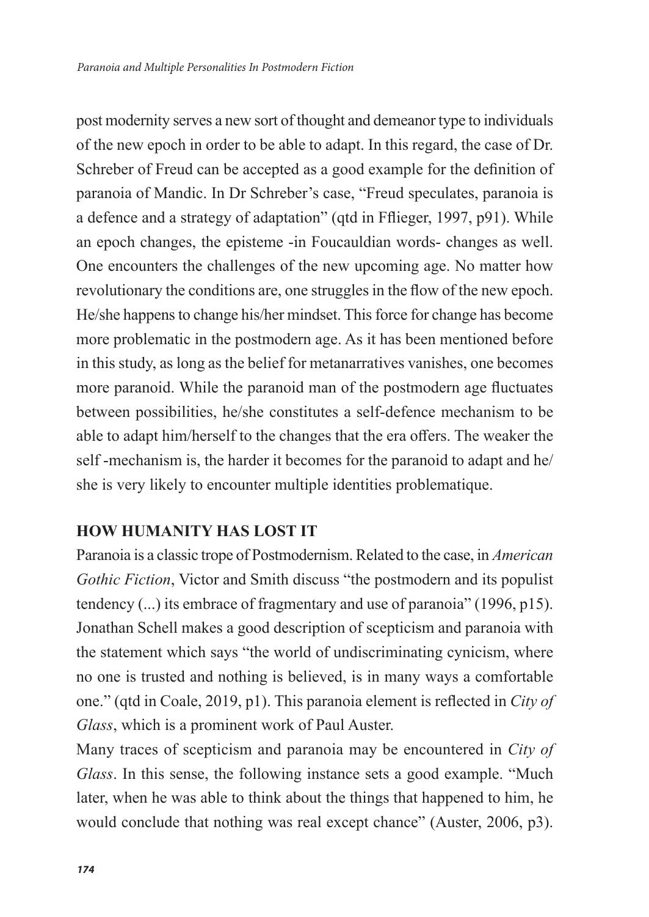post modernity serves a new sort of thought and demeanor type to individuals of the new epoch in order to be able to adapt. In this regard, the case of Dr. Schreber of Freud can be accepted as a good example for the definition of paranoia of Mandic. In Dr Schreber's case, "Freud speculates, paranoia is a defence and a strategy of adaptation" (qtd in Fflieger, 1997, p91). While an epoch changes, the episteme -in Foucauldian words- changes as well. One encounters the challenges of the new upcoming age. No matter how revolutionary the conditions are, one struggles in the flow of the new epoch. He/she happens to change his/her mindset. This force for change has become more problematic in the postmodern age. As it has been mentioned before in this study, as long as the belief for metanarratives vanishes, one becomes more paranoid. While the paranoid man of the postmodern age fluctuates between possibilities, he/she constitutes a self-defence mechanism to be able to adapt him/herself to the changes that the era offers. The weaker the self -mechanism is, the harder it becomes for the paranoid to adapt and he/she is very likely to encounter multiple identities problematique.

## HOW HUMANITY HAS LOST IT

Paranoia is a classic trope of Postmodernism. Related to the case, in *American Gothic Fiction*, Victor and Smith discuss "the postmodern and its populist tendency (...) its embrace of fragmentary and use of paranoia" (1996, p15). Jonathan Schell makes a good description of scepticism and paranoia with the statement which says "the world of undiscriminating cynicism, where no one is trusted and nothing is believed, is in many ways a comfortable one." (qtd in Coale, 2019, p1). This paranoia element is reflected in *City of Glass*, which is a prominent work of Paul Auster.

Many traces of scepticism and paranoia may be encountered in *City of Glass*. In this sense, the following instance sets a good example. "Much later, when he was able to think about the things that happened to him, he would conclude that nothing was real except chance" (Auster, 2006, p3).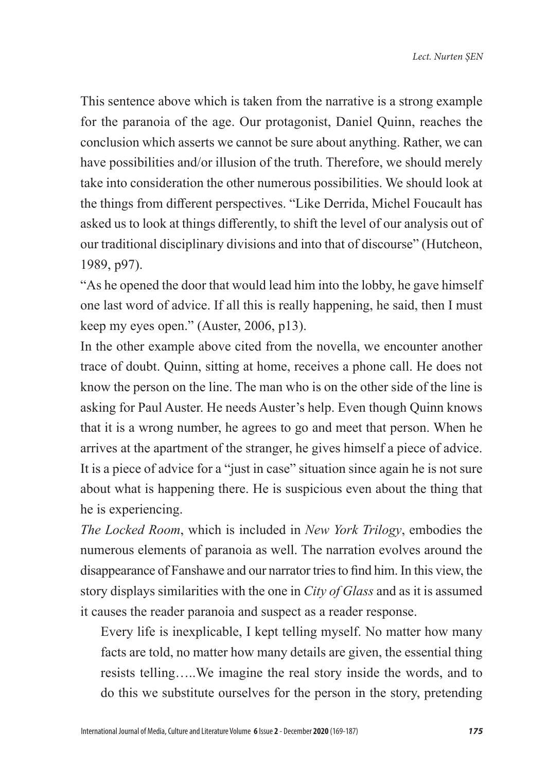This sentence above which is taken from the narrative is a strong example for the paranoia of the age. Our protagonist, Daniel Quinn, reaches the conclusion which asserts we cannot be sure about anything. Rather, we can have possibilities and/or illusion of the truth. Therefore, we should merely take into consideration the other numerous possibilities. We should look at the things from different perspectives. "Like Derrida, Michel Foucault has asked us to look at things differently, to shift the level of our analysis out of our traditional disciplinary divisions and into that of discourse" (Hutcheon, 1989, p97).

"As he opened the door that would lead him into the lobby, he gave himself one last word of advice. If all this is really happening, he said, then I must keep my eyes open." (Auster, 2006, p13).

In the other example above cited from the novella, we encounter another trace of doubt. Quinn, sitting at home, receives a phone call. He does not know the person on the line. The man who is on the other side of the line is asking for Paul Auster. He needs Auster's help. Even though Quinn knows that it is a wrong number, he agrees to go and meet that person. When he arrives at the apartment of the stranger, he gives himself a piece of advice. It is a piece of advice for a "just in case" situation since again he is not sure about what is happening there. He is suspicious even about the thing that he is experiencing.

*The Locked Room*, which is included in *New York Trilogy*, embodies the numerous elements of paranoia as well. The narration evolves around the disappearance of Fanshawe and our narrator tries to find him. In this view, the story displays similarities with the one in *City of Glass* and as it is assumed it causes the reader paranoia and suspect as a reader response.

> Every life is inexplicable, I kept telling myself. No matter how many facts are told, no matter how many details are given, the essential thing resists telling…..We imagine the real story inside the words, and to do this we substitute ourselves for the person in the story, pretending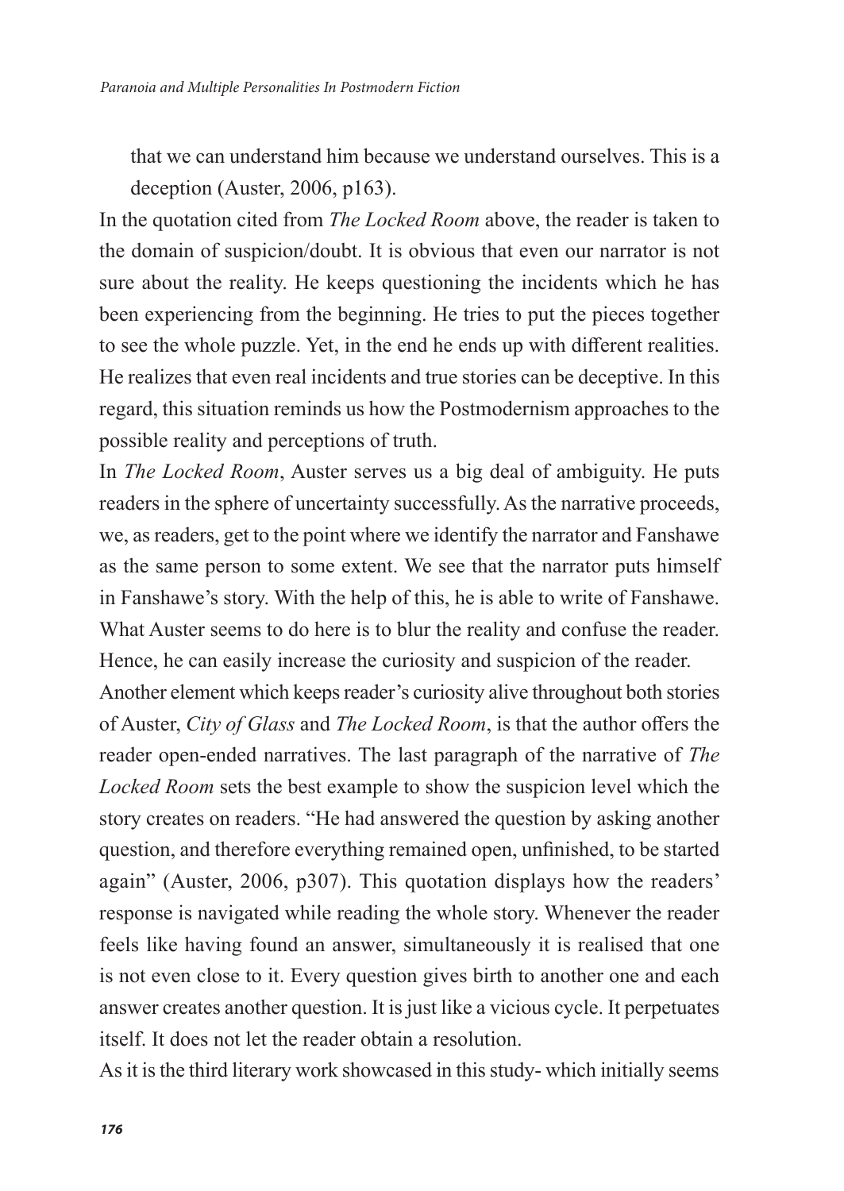that we can understand him because we understand ourselves. This is a deception (Auster, 2006, p163).

In the quotation cited from *The Locked Room* above, the reader is taken to the domain of suspicion/doubt. It is obvious that even our narrator is not sure about the reality. He keeps questioning the incidents which he has been experiencing from the beginning. He tries to put the pieces together to see the whole puzzle. Yet, in the end he ends up with different realities. He realizes that even real incidents and true stories can be deceptive. In this regard, this situation reminds us how the Postmodernism approaches to the possible reality and perceptions of truth.

In *The Locked Room*, Auster serves us a big deal of ambiguity. He puts readers in the sphere of uncertainty successfully. As the narrative proceeds, we, as readers, get to the point where we identify the narrator and Fanshawe as the same person to some extent. We see that the narrator puts himself in Fanshawe's story. With the help of this, he is able to write of Fanshawe. What Auster seems to do here is to blur the reality and confuse the reader. Hence, he can easily increase the curiosity and suspicion of the reader.

Another element which keeps reader's curiosity alive throughout both stories of Auster, *City of Glass* and *The Locked Room*, is that the author offers the reader open-ended narratives. The last paragraph of the narrative of *The Locked Room* sets the best example to show the suspicion level which the story creates on readers. "He had answered the question by asking another question, and therefore everything remained open, unfinished, to be started again" (Auster, 2006, p307). This quotation displays how the readers' response is navigated while reading the whole story. Whenever the reader feels like having found an answer, simultaneously it is realised that one is not even close to it. Every question gives birth to another one and each answer creates another question. It is just like a vicious cycle. It perpetuates itself. It does not let the reader obtain a resolution.

As it is the third literary work showcased in this study- which initially seems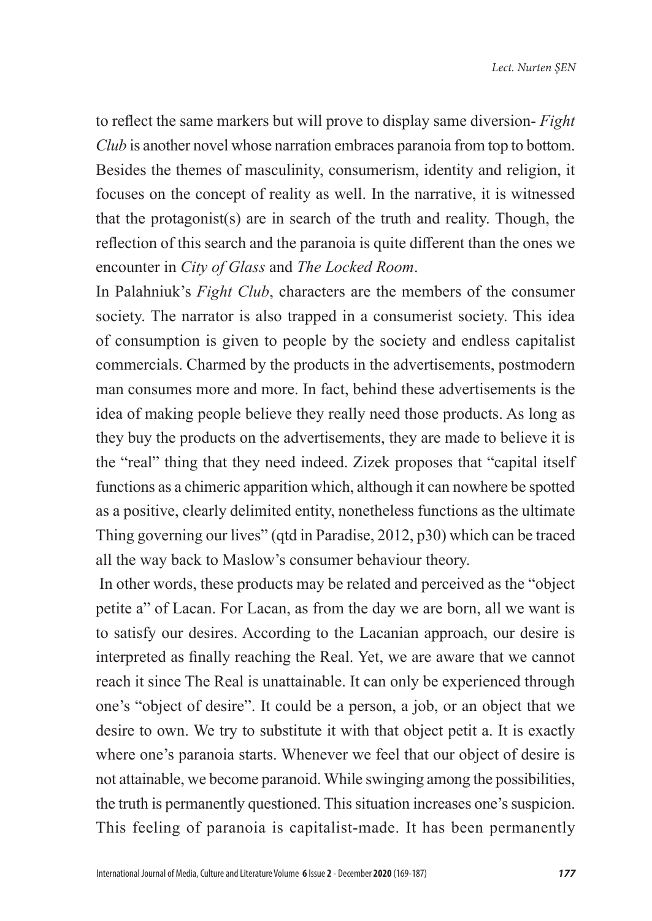to reflect the same markers but will prove to display same diversion- *Fight Club* is another novel whose narration embraces paranoia from top to bottom. Besides the themes of masculinity, consumerism, identity and religion, it focuses on the concept of reality as well. In the narrative, it is witnessed that the protagonist(s) are in search of the truth and reality. Though, the reflection of this search and the paranoia is quite different than the ones we encounter in *City of Glass* and *The Locked Room*.

In Palahniuk's *Fight Club*, characters are the members of the consumer society. The narrator is also trapped in a consumerist society. This idea of consumption is given to people by the society and endless capitalist commercials. Charmed by the products in the advertisements, postmodern man consumes more and more. In fact, behind these advertisements is the idea of making people believe they really need those products. As long as they buy the products on the advertisements, they are made to believe it is the "real" thing that they need indeed. Zizek proposes that "capital itself functions as a chimeric apparition which, although it can nowhere be spotted as a positive, clearly delimited entity, nonetheless functions as the ultimate Thing governing our lives" (qtd in Paradise, 2012, p30) which can be traced all the way back to Maslow's consumer behaviour theory.

In other words, these products may be related and perceived as the "object petite a" of Lacan. For Lacan, as from the day we are born, all we want is to satisfy our desires. According to the Lacanian approach, our desire is interpreted as finally reaching the Real. Yet, we are aware that we cannot reach it since The Real is unattainable. It can only be experienced through one's "object of desire". It could be a person, a job, or an object that we desire to own. We try to substitute it with that object petit a. It is exactly where one's paranoia starts. Whenever we feel that our object of desire is not attainable, we become paranoid. While swinging among the possibilities, the truth is permanently questioned. This situation increases one's suspicion. This feeling of paranoia is capitalist-made. It has been permanently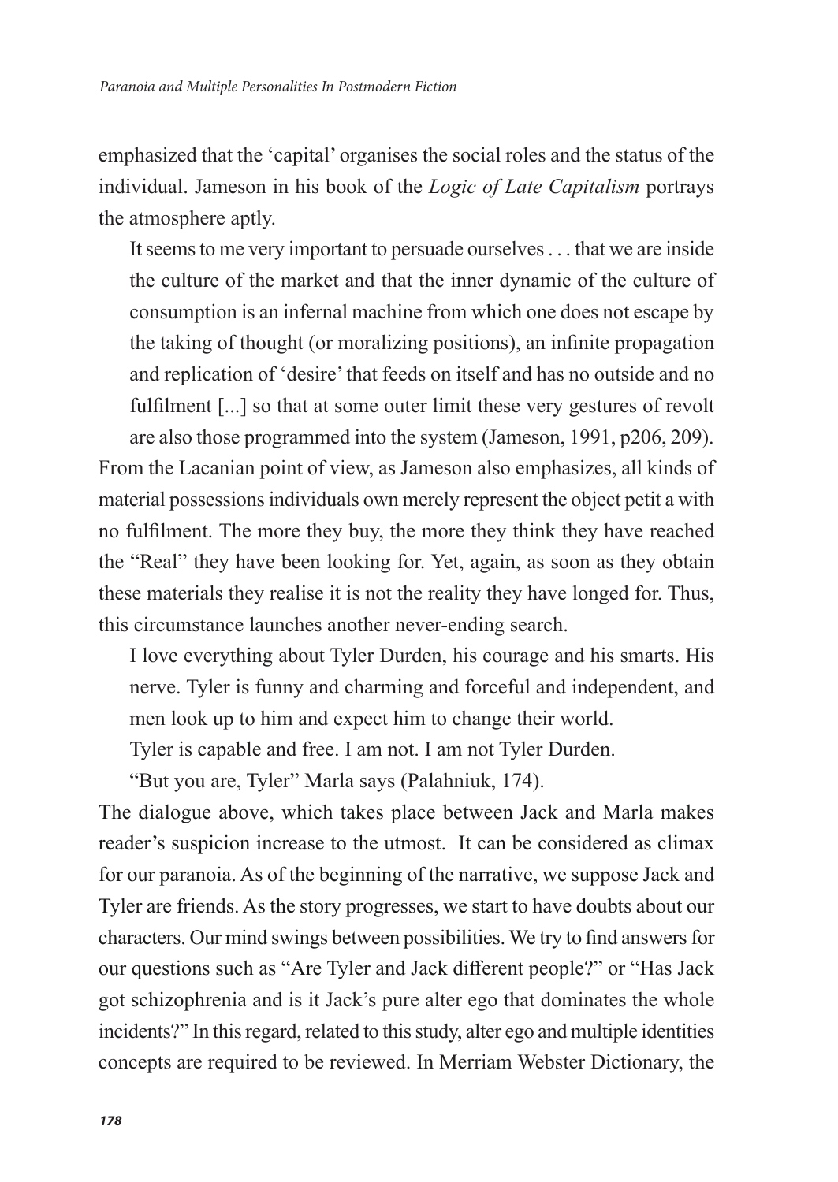emphasized that the 'capital' organises the social roles and the status of the individual. Jameson in his book of the *Logic of Late Capitalism* portrays the atmosphere aptly.

> It seems to me very important to persuade ourselves . . . that we are inside the culture of the market and that the inner dynamic of the culture of consumption is an infernal machine from which one does not escape by the taking of thought (or moralizing positions), an infinite propagation and replication of 'desire' that feeds on itself and has no outside and no fulfilment [...] so that at some outer limit these very gestures of revolt are also those programmed into the system (Jameson, 1991, p206, 209).

From the Lacanian point of view, as Jameson also emphasizes, all kinds of material possessions individuals own merely represent the object petit a with no fulfilment. The more they buy, the more they think they have reached the "Real" they have been looking for. Yet, again, as soon as they obtain these materials they realise it is not the reality they have longed for. Thus, this circumstance launches another never-ending search.

> I love everything about Tyler Durden, his courage and his smarts. His nerve. Tyler is funny and charming and forceful and independent, and men look up to him and expect him to change their world.
>
> Tyler is capable and free. I am not. I am not Tyler Durden.
>
> "But you are, Tyler" Marla says (Palahniuk, 174).

The dialogue above, which takes place between Jack and Marla makes reader's suspicion increase to the utmost. It can be considered as climax for our paranoia. As of the beginning of the narrative, we suppose Jack and Tyler are friends. As the story progresses, we start to have doubts about our characters. Our mind swings between possibilities. We try to find answers for our questions such as "Are Tyler and Jack different people?" or "Has Jack got schizophrenia and is it Jack's pure alter ego that dominates the whole incidents?" In this regard, related to this study, alter ego and multiple identities concepts are required to be reviewed. In Merriam Webster Dictionary, the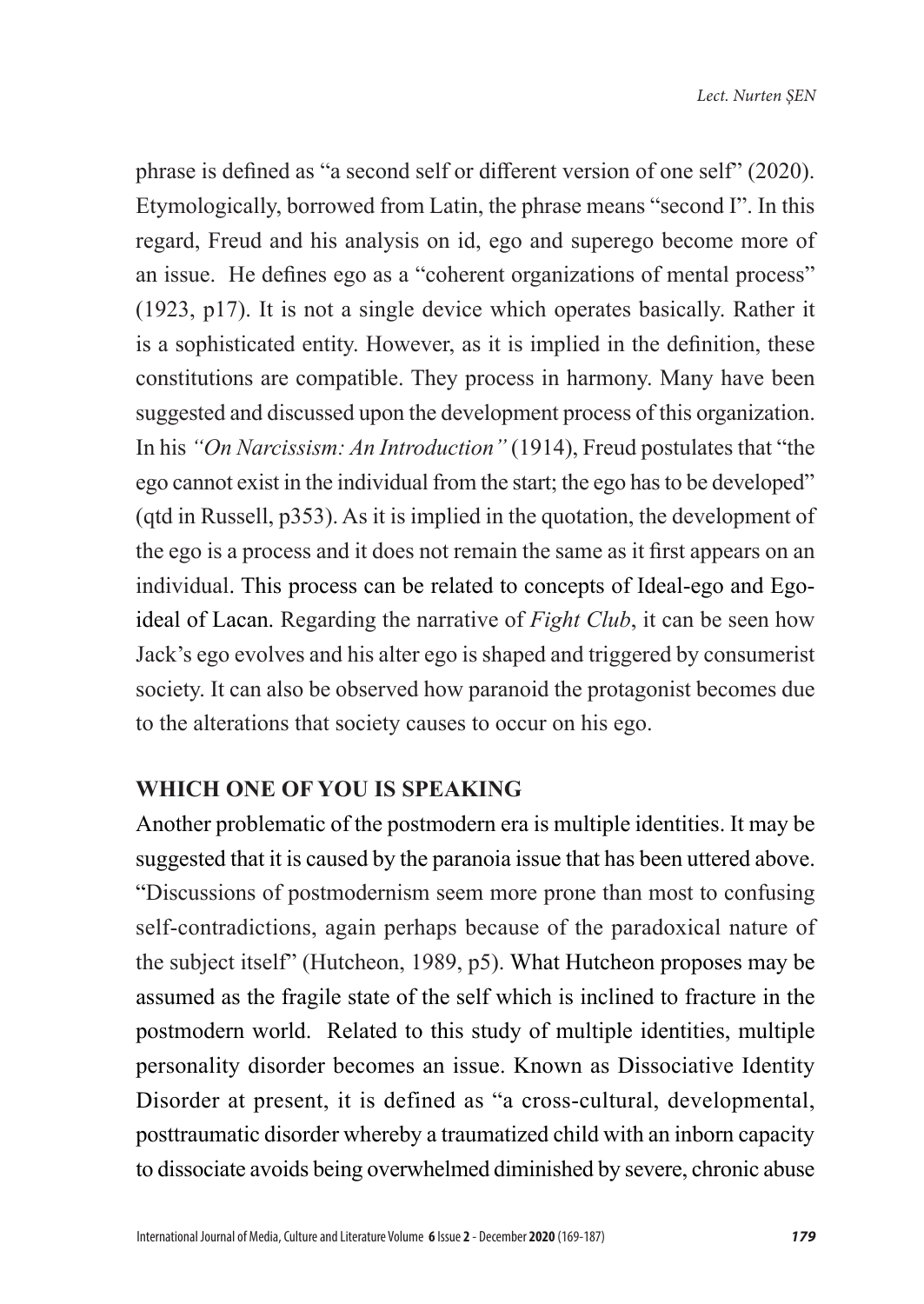phrase is defined as "a second self or different version of one self" (2020). Etymologically, borrowed from Latin, the phrase means "second I". In this regard, Freud and his analysis on id, ego and superego become more of an issue. He defines ego as a "coherent organizations of mental process" (1923, p17). It is not a single device which operates basically. Rather it is a sophisticated entity. However, as it is implied in the definition, these constitutions are compatible. They process in harmony. Many have been suggested and discussed upon the development process of this organization. In his *"On Narcissism: An Introduction"* (1914), Freud postulates that "the ego cannot exist in the individual from the start; the ego has to be developed" (qtd in Russell, p353). As it is implied in the quotation, the development of the ego is a process and it does not remain the same as it first appears on an individual. This process can be related to concepts of Ideal-ego and Ego-ideal of Lacan. Regarding the narrative of *Fight Club*, it can be seen how Jack's ego evolves and his alter ego is shaped and triggered by consumerist society. It can also be observed how paranoid the protagonist becomes due to the alterations that society causes to occur on his ego.

## WHICH ONE OF YOU IS SPEAKING

Another problematic of the postmodern era is multiple identities. It may be suggested that it is caused by the paranoia issue that has been uttered above. "Discussions of postmodernism seem more prone than most to confusing self-contradictions, again perhaps because of the paradoxical nature of the subject itself" (Hutcheon, 1989, p5). What Hutcheon proposes may be assumed as the fragile state of the self which is inclined to fracture in the postmodern world. Related to this study of multiple identities, multiple personality disorder becomes an issue. Known as Dissociative Identity Disorder at present, it is defined as "a cross-cultural, developmental, posttraumatic disorder whereby a traumatized child with an inborn capacity to dissociate avoids being overwhelmed diminished by severe, chronic abuse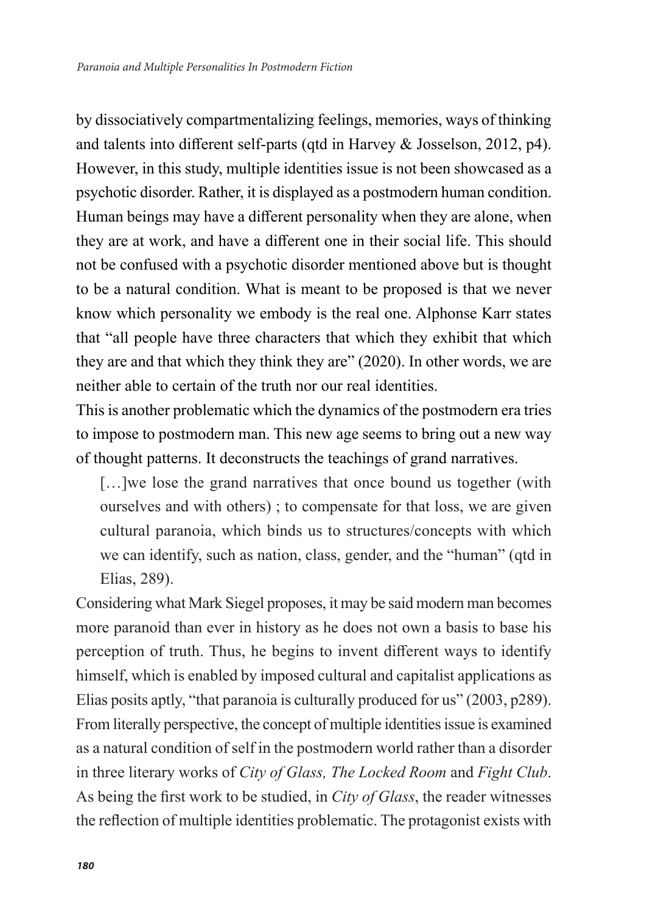by dissociatively compartmentalizing feelings, memories, ways of thinking and talents into different self-parts (qtd in Harvey & Josselson, 2012, p4). However, in this study, multiple identities issue is not been showcased as a psychotic disorder. Rather, it is displayed as a postmodern human condition. Human beings may have a different personality when they are alone, when they are at work, and have a different one in their social life. This should not be confused with a psychotic disorder mentioned above but is thought to be a natural condition. What is meant to be proposed is that we never know which personality we embody is the real one. Alphonse Karr states that "all people have three characters that which they exhibit that which they are and that which they think they are" (2020). In other words, we are neither able to certain of the truth nor our real identities.

This is another problematic which the dynamics of the postmodern era tries to impose to postmodern man. This new age seems to bring out a new way of thought patterns. It deconstructs the teachings of grand narratives.

> […]we lose the grand narratives that once bound us together (with ourselves and with others) ; to compensate for that loss, we are given cultural paranoia, which binds us to structures/concepts with which we can identify, such as nation, class, gender, and the "human" (qtd in Elias, 289).

Considering what Mark Siegel proposes, it may be said modern man becomes more paranoid than ever in history as he does not own a basis to base his perception of truth. Thus, he begins to invent different ways to identify himself, which is enabled by imposed cultural and capitalist applications as Elias posits aptly, "that paranoia is culturally produced for us" (2003, p289). From literally perspective, the concept of multiple identities issue is examined as a natural condition of self in the postmodern world rather than a disorder in three literary works of *City of Glass, The Locked Room* and *Fight Club*. As being the first work to be studied, in *City of Glass*, the reader witnesses the reflection of multiple identities problematic. The protagonist exists with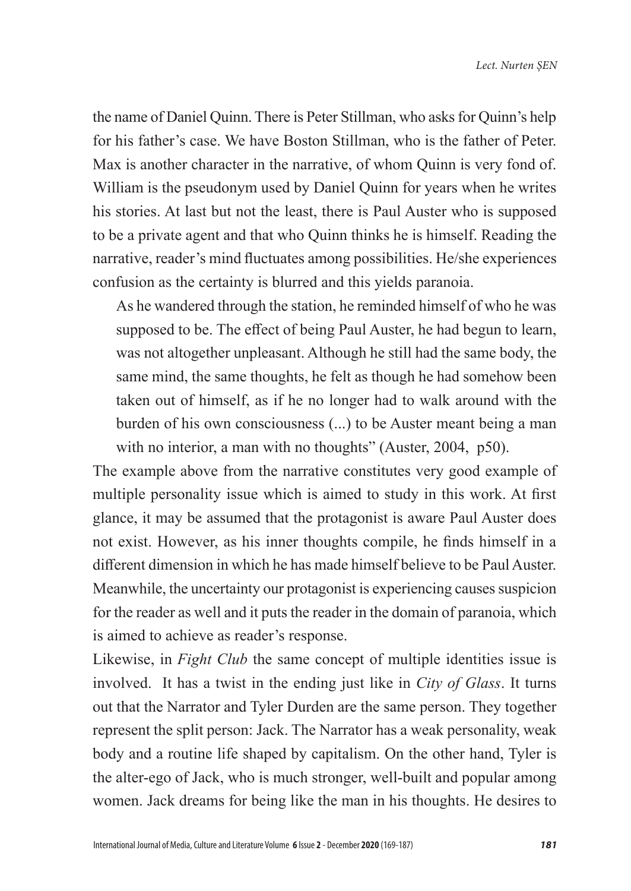the name of Daniel Quinn. There is Peter Stillman, who asks for Quinn's help for his father's case. We have Boston Stillman, who is the father of Peter. Max is another character in the narrative, of whom Quinn is very fond of. William is the pseudonym used by Daniel Quinn for years when he writes his stories. At last but not the least, there is Paul Auster who is supposed to be a private agent and that who Quinn thinks he is himself. Reading the narrative, reader's mind fluctuates among possibilities. He/she experiences confusion as the certainty is blurred and this yields paranoia.

> As he wandered through the station, he reminded himself of who he was supposed to be. The effect of being Paul Auster, he had begun to learn, was not altogether unpleasant. Although he still had the same body, the same mind, the same thoughts, he felt as though he had somehow been taken out of himself, as if he no longer had to walk around with the burden of his own consciousness (...) to be Auster meant being a man with no interior, a man with no thoughts" (Auster, 2004, p50).

The example above from the narrative constitutes very good example of multiple personality issue which is aimed to study in this work. At first glance, it may be assumed that the protagonist is aware Paul Auster does not exist. However, as his inner thoughts compile, he finds himself in a different dimension in which he has made himself believe to be Paul Auster. Meanwhile, the uncertainty our protagonist is experiencing causes suspicion for the reader as well and it puts the reader in the domain of paranoia, which is aimed to achieve as reader's response.

Likewise, in *Fight Club* the same concept of multiple identities issue is involved. It has a twist in the ending just like in *City of Glass*. It turns out that the Narrator and Tyler Durden are the same person. They together represent the split person: Jack. The Narrator has a weak personality, weak body and a routine life shaped by capitalism. On the other hand, Tyler is the alter-ego of Jack, who is much stronger, well-built and popular among women. Jack dreams for being like the man in his thoughts. He desires to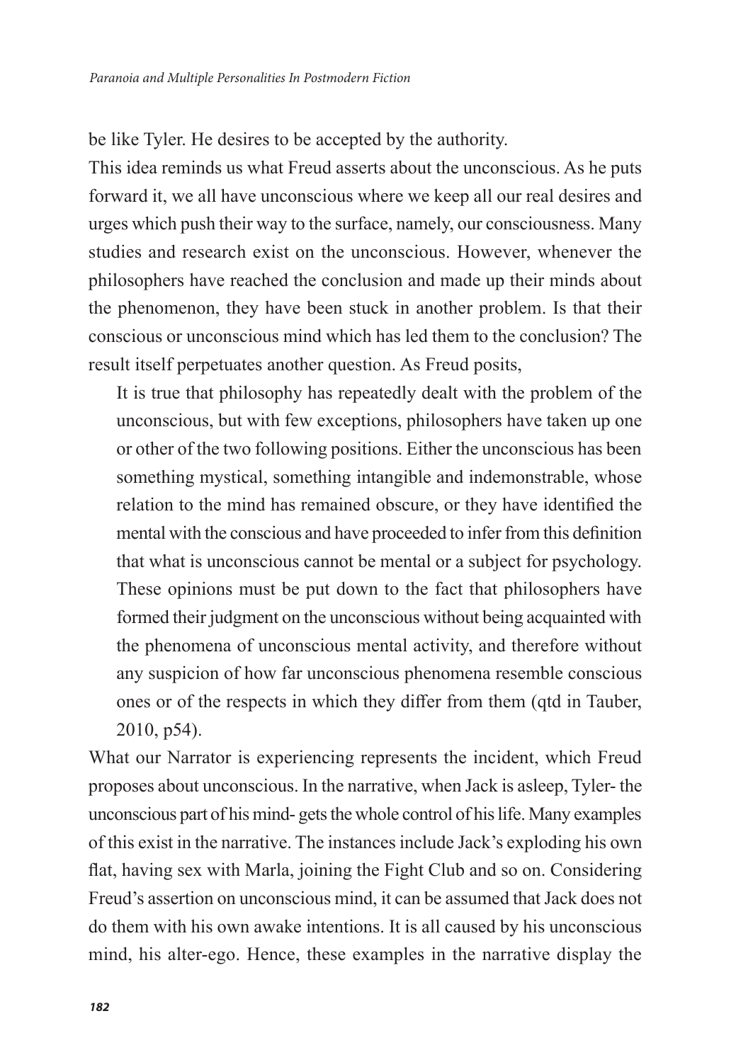be like Tyler. He desires to be accepted by the authority.

This idea reminds us what Freud asserts about the unconscious. As he puts forward it, we all have unconscious where we keep all our real desires and urges which push their way to the surface, namely, our consciousness. Many studies and research exist on the unconscious. However, whenever the philosophers have reached the conclusion and made up their minds about the phenomenon, they have been stuck in another problem. Is that their conscious or unconscious mind which has led them to the conclusion? The result itself perpetuates another question. As Freud posits,

> It is true that philosophy has repeatedly dealt with the problem of the unconscious, but with few exceptions, philosophers have taken up one or other of the two following positions. Either the unconscious has been something mystical, something intangible and indemonstrable, whose relation to the mind has remained obscure, or they have identified the mental with the conscious and have proceeded to infer from this definition that what is unconscious cannot be mental or a subject for psychology. These opinions must be put down to the fact that philosophers have formed their judgment on the unconscious without being acquainted with the phenomena of unconscious mental activity, and therefore without any suspicion of how far unconscious phenomena resemble conscious ones or of the respects in which they differ from them (qtd in Tauber, 2010, p54).

What our Narrator is experiencing represents the incident, which Freud proposes about unconscious. In the narrative, when Jack is asleep, Tyler- the unconscious part of his mind- gets the whole control of his life. Many examples of this exist in the narrative. The instances include Jack's exploding his own flat, having sex with Marla, joining the Fight Club and so on. Considering Freud's assertion on unconscious mind, it can be assumed that Jack does not do them with his own awake intentions. It is all caused by his unconscious mind, his alter-ego. Hence, these examples in the narrative display the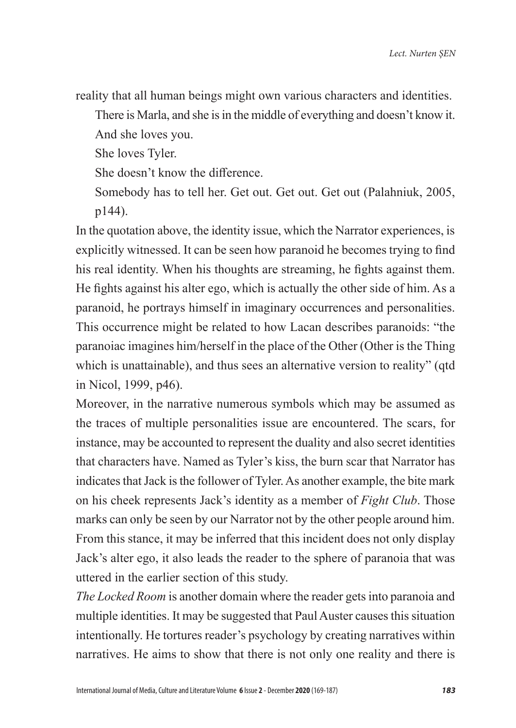reality that all human beings might own various characters and identities.

> There is Marla, and she is in the middle of everything and doesn't know it.
> And she loves you.
> She loves Tyler.
> She doesn't know the difference.
> Somebody has to tell her. Get out. Get out. Get out (Palahniuk, 2005, p144).

In the quotation above, the identity issue, which the Narrator experiences, is explicitly witnessed. It can be seen how paranoid he becomes trying to find his real identity. When his thoughts are streaming, he fights against them. He fights against his alter ego, which is actually the other side of him. As a paranoid, he portrays himself in imaginary occurrences and personalities. This occurrence might be related to how Lacan describes paranoids: "the paranoiac imagines him/herself in the place of the Other (Other is the Thing which is unattainable), and thus sees an alternative version to reality" (qtd in Nicol, 1999, p46).

Moreover, in the narrative numerous symbols which may be assumed as the traces of multiple personalities issue are encountered. The scars, for instance, may be accounted to represent the duality and also secret identities that characters have. Named as Tyler's kiss, the burn scar that Narrator has indicates that Jack is the follower of Tyler. As another example, the bite mark on his cheek represents Jack's identity as a member of *Fight Club*. Those marks can only be seen by our Narrator not by the other people around him. From this stance, it may be inferred that this incident does not only display Jack's alter ego, it also leads the reader to the sphere of paranoia that was uttered in the earlier section of this study.

*The Locked Room* is another domain where the reader gets into paranoia and multiple identities. It may be suggested that Paul Auster causes this situation intentionally. He tortures reader's psychology by creating narratives within narratives. He aims to show that there is not only one reality and there is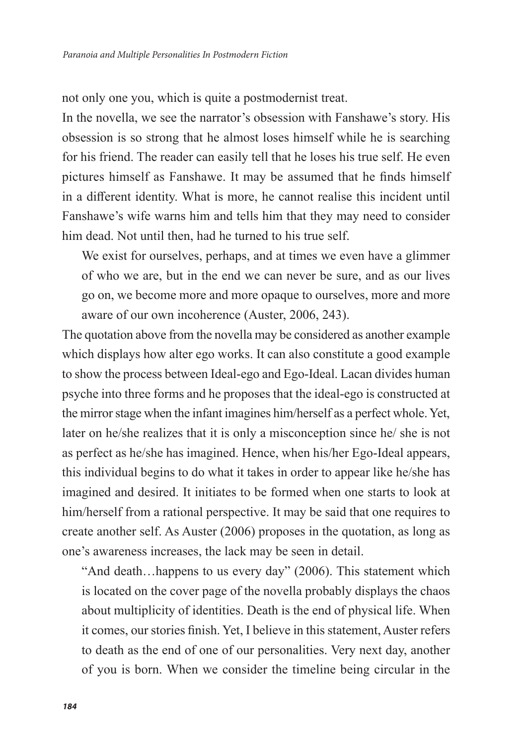not only one you, which is quite a postmodernist treat.

In the novella, we see the narrator's obsession with Fanshawe's story. His obsession is so strong that he almost loses himself while he is searching for his friend. The reader can easily tell that he loses his true self. He even pictures himself as Fanshawe. It may be assumed that he finds himself in a different identity. What is more, he cannot realise this incident until Fanshawe's wife warns him and tells him that they may need to consider him dead. Not until then, had he turned to his true self.

> We exist for ourselves, perhaps, and at times we even have a glimmer of who we are, but in the end we can never be sure, and as our lives go on, we become more and more opaque to ourselves, more and more aware of our own incoherence (Auster, 2006, 243).

The quotation above from the novella may be considered as another example which displays how alter ego works. It can also constitute a good example to show the process between Ideal-ego and Ego-Ideal. Lacan divides human psyche into three forms and he proposes that the ideal-ego is constructed at the mirror stage when the infant imagines him/herself as a perfect whole. Yet, later on he/she realizes that it is only a misconception since he/ she is not as perfect as he/she has imagined. Hence, when his/her Ego-Ideal appears, this individual begins to do what it takes in order to appear like he/she has imagined and desired. It initiates to be formed when one starts to look at him/herself from a rational perspective. It may be said that one requires to create another self. As Auster (2006) proposes in the quotation, as long as one's awareness increases, the lack may be seen in detail.

> "And death…happens to us every day" (2006). This statement which is located on the cover page of the novella probably displays the chaos about multiplicity of identities. Death is the end of physical life. When it comes, our stories finish. Yet, I believe in this statement, Auster refers to death as the end of one of our personalities. Very next day, another of you is born. When we consider the timeline being circular in the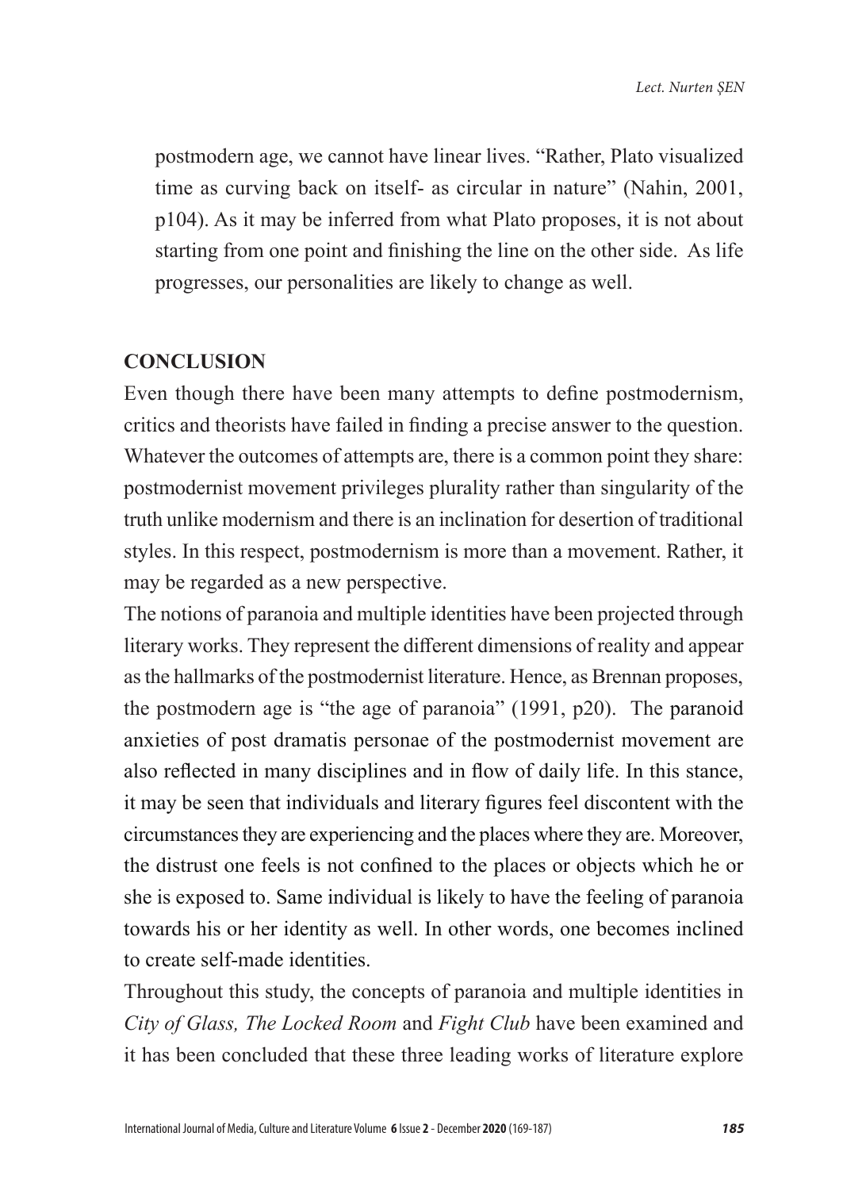postmodern age, we cannot have linear lives. "Rather, Plato visualized time as curving back on itself- as circular in nature" (Nahin, 2001, p104). As it may be inferred from what Plato proposes, it is not about starting from one point and finishing the line on the other side. As life progresses, our personalities are likely to change as well.

## CONCLUSION

Even though there have been many attempts to define postmodernism, critics and theorists have failed in finding a precise answer to the question. Whatever the outcomes of attempts are, there is a common point they share: postmodernist movement privileges plurality rather than singularity of the truth unlike modernism and there is an inclination for desertion of traditional styles. In this respect, postmodernism is more than a movement. Rather, it may be regarded as a new perspective.

The notions of paranoia and multiple identities have been projected through literary works. They represent the different dimensions of reality and appear as the hallmarks of the postmodernist literature. Hence, as Brennan proposes, the postmodern age is "the age of paranoia" (1991, p20). The paranoid anxieties of post dramatis personae of the postmodernist movement are also reflected in many disciplines and in flow of daily life. In this stance, it may be seen that individuals and literary figures feel discontent with the circumstances they are experiencing and the places where they are. Moreover, the distrust one feels is not confined to the places or objects which he or she is exposed to. Same individual is likely to have the feeling of paranoia towards his or her identity as well. In other words, one becomes inclined to create self-made identities.

Throughout this study, the concepts of paranoia and multiple identities in *City of Glass, The Locked Room* and *Fight Club* have been examined and it has been concluded that these three leading works of literature explore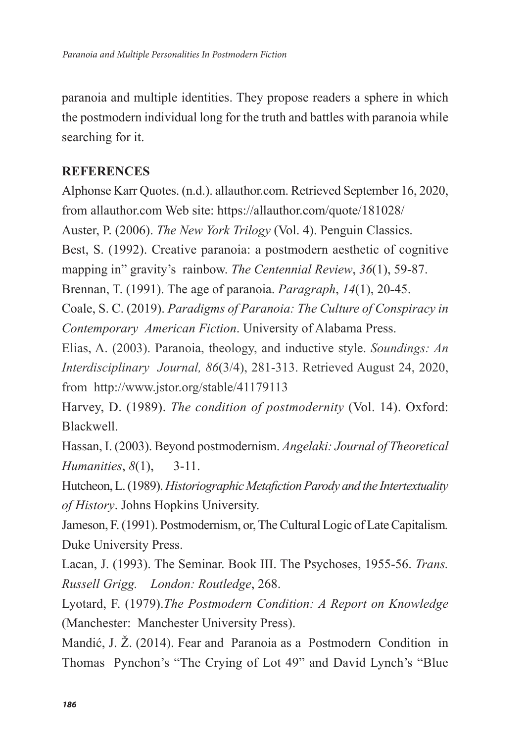paranoia and multiple identities. They propose readers a sphere in which the postmodern individual long for the truth and battles with paranoia while searching for it.

## REFERENCES

Alphonse Karr Quotes. (n.d.). allauthor.com. Retrieved September 16, 2020, from allauthor.com Web site: https://allauthor.com/quote/181028/

Auster, P. (2006). *The New York Trilogy* (Vol. 4). Penguin Classics.

Best, S. (1992). Creative paranoia: a postmodern aesthetic of cognitive mapping in" gravity's rainbow. *The Centennial Review*, *36*(1), 59-87.

Brennan, T. (1991). The age of paranoia. *Paragraph*, *14*(1), 20-45.

Coale, S. C. (2019). *Paradigms of Paranoia: The Culture of Conspiracy in Contemporary American Fiction*. University of Alabama Press.

Elias, A. (2003). Paranoia, theology, and inductive style. *Soundings: An Interdisciplinary Journal, 86*(3/4), 281-313. Retrieved August 24, 2020, from http://www.jstor.org/stable/41179113

Harvey, D. (1989). *The condition of postmodernity* (Vol. 14). Oxford: Blackwell.

Hassan, I. (2003). Beyond postmodernism. *Angelaki: Journal of Theoretical Humanities*, *8*(1), 3-11.

Hutcheon, L. (1989). *Historiographic Metafiction Parody and the Intertextuality of History*. Johns Hopkins University.

Jameson, F. (1991). Postmodernism, or, The Cultural Logic of Late Capitalism. Duke University Press.

Lacan, J. (1993). The Seminar. Book III. The Psychoses, 1955-56. *Trans. Russell Grigg. London: Routledge*, 268.

Lyotard, F. (1979).*The Postmodern Condition: A Report on Knowledge* (Manchester: Manchester University Press).

Mandić, J. Ž. (2014). Fear and Paranoia as a Postmodern Condition in Thomas Pynchon's "The Crying of Lot 49" and David Lynch's "Blue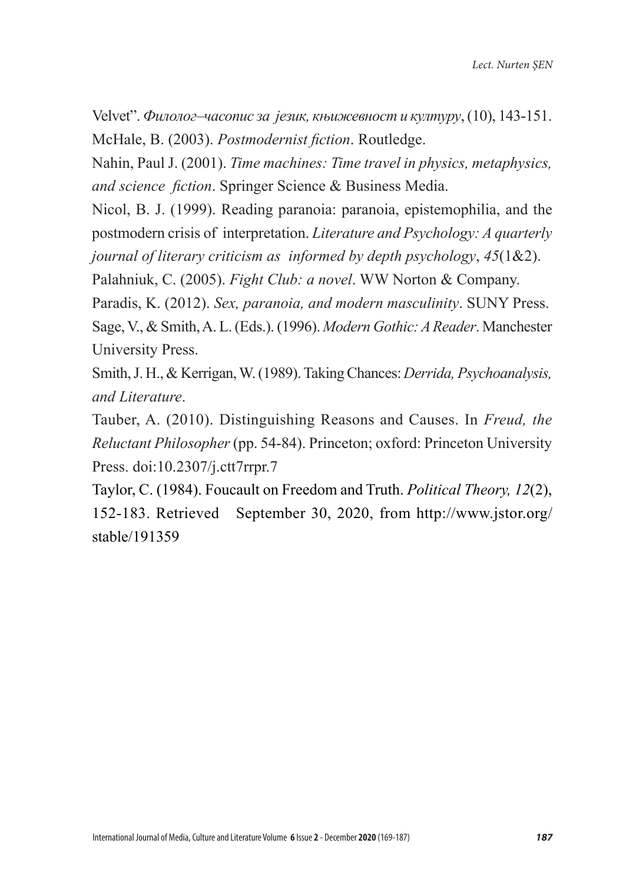Velvet". *Филолог–часопис за језик, књижевност и културу*, (10), 143-151.

McHale, B. (2003). *Postmodernist fiction*. Routledge.

Nahin, Paul J. (2001). *Time machines: Time travel in physics, metaphysics, and science fiction*. Springer Science & Business Media.

Nicol, B. J. (1999). Reading paranoia: paranoia, epistemophilia, and the postmodern crisis of interpretation. *Literature and Psychology: A quarterly journal of literary criticism as informed by depth psychology*, *45*(1&2).

Palahniuk, C. (2005). *Fight Club: a novel*. WW Norton & Company.

Paradis, K. (2012). *Sex, paranoia, and modern masculinity*. SUNY Press.

Sage, V., & Smith, A. L. (Eds.). (1996). *Modern Gothic: A Reader*. Manchester University Press.

Smith, J. H., & Kerrigan, W. (1989). Taking Chances: *Derrida, Psychoanalysis, and Literature*.

Tauber, A. (2010). Distinguishing Reasons and Causes. In *Freud, the Reluctant Philosopher* (pp. 54-84). Princeton; oxford: Princeton University Press. doi:10.2307/j.ctt7rrpr.7

Taylor, C. (1984). Foucault on Freedom and Truth. *Political Theory, 12*(2), 152-183. Retrieved September 30, 2020, from http://www.jstor.org/stable/191359